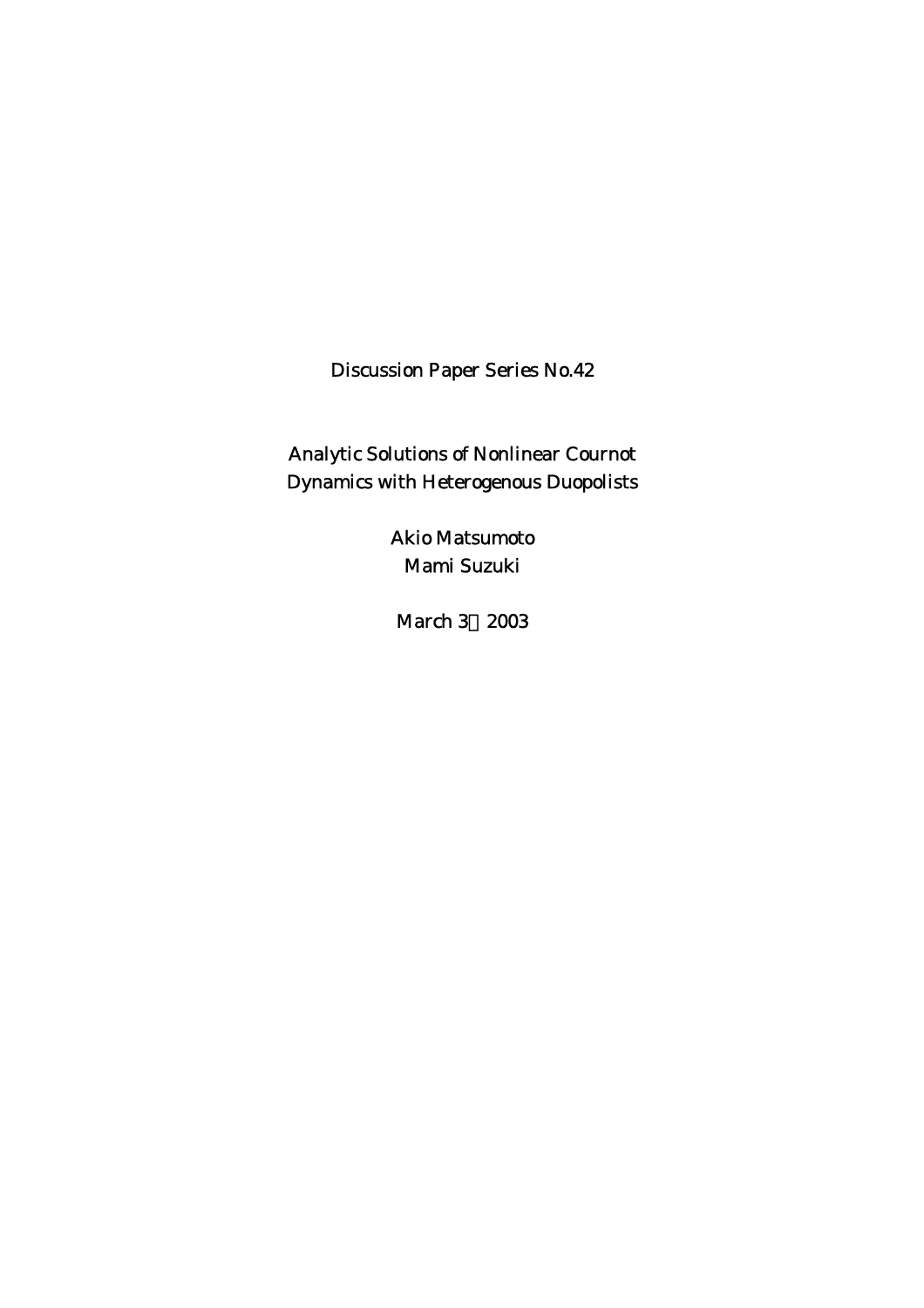Discussion Paper Series No.42

# Analytic Solutions of Nonlinear Cournot Dynamics with Heterogenous Duopolists

Akio Matsumoto
Mami Suzuki

March 3，2003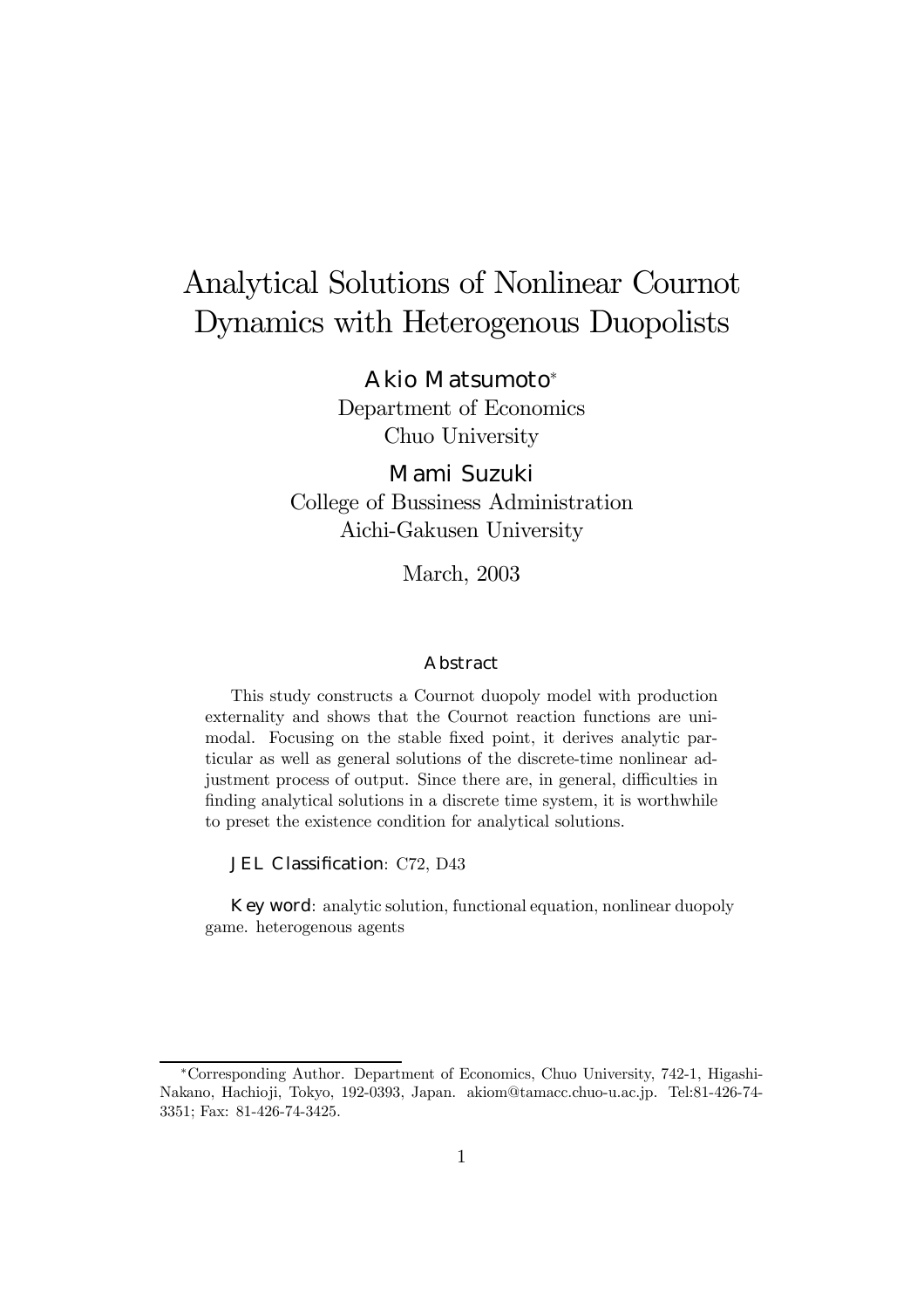# Analytical Solutions of Nonlinear Cournot Dynamics with Heterogenous Duopolists

**Akio Matsumoto***
Department of Economics
Chuo University

**Mami Suzuki**
College of Bussiness Administration
Aichi-Gakusen University

March, 2003

### Abstract

This study constructs a Cournot duopoly model with production externality and shows that the Cournot reaction functions are unimodal. Focusing on the stable fixed point, it derives analytic particular as well as general solutions of the discrete-time nonlinear adjustment process of output. Since there are, in general, difficulties in finding analytical solutions in a discrete time system, it is worthwhile to preset the existence condition for analytical solutions.

**JEL Classification**: C72, D43

**Key word**: analytic solution, functional equation, nonlinear duopoly game. heterogenous agents

---

*Corresponding Author. Department of Economics, Chuo University, 742-1, Higashi-Nakano, Hachioji, Tokyo, 192-0393, Japan. akiom@tamacc.chuo-u.ac.jp. Tel:81-426-74-3351; Fax: 81-426-74-3425.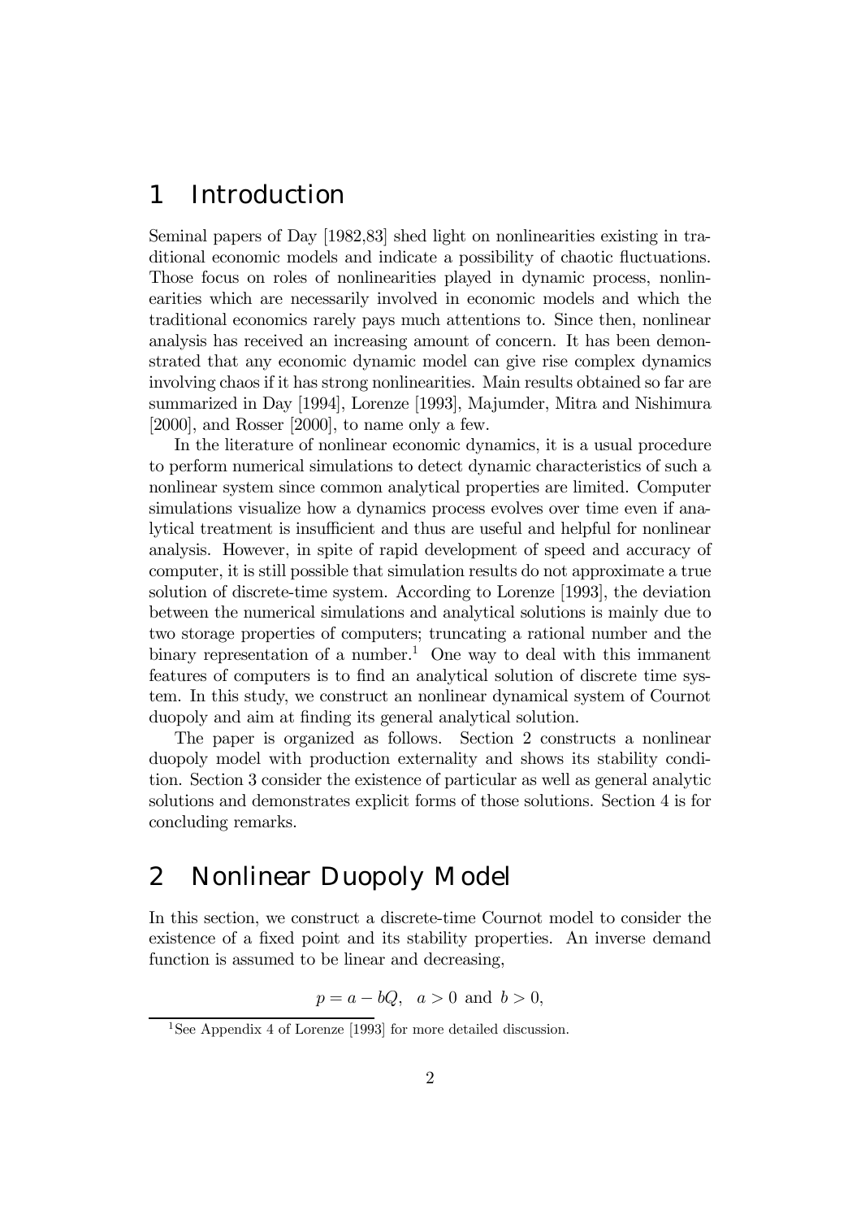# 1 Introduction

Seminal papers of Day [1982,83] shed light on nonlinearities existing in traditional economic models and indicate a possibility of chaotic fluctuations. Those focus on roles of nonlinearities played in dynamic process, nonlinearities which are necessarily involved in economic models and which the traditional economics rarely pays much attentions to. Since then, nonlinear analysis has received an increasing amount of concern. It has been demonstrated that any economic dynamic model can give rise complex dynamics involving chaos if it has strong nonlinearities. Main results obtained so far are summarized in Day [1994], Lorenze [1993], Majumder, Mitra and Nishimura [2000], and Rosser [2000], to name only a few.

In the literature of nonlinear economic dynamics, it is a usual procedure to perform numerical simulations to detect dynamic characteristics of such a nonlinear system since common analytical properties are limited. Computer simulations visualize how a dynamics process evolves over time even if analytical treatment is insufficient and thus are useful and helpful for nonlinear analysis. However, in spite of rapid development of speed and accuracy of computer, it is still possible that simulation results do not approximate a true solution of discrete-time system. According to Lorenze [1993], the deviation between the numerical simulations and analytical solutions is mainly due to two storage properties of computers; truncating a rational number and the binary representation of a number.[1] One way to deal with this immanent features of computers is to find an analytical solution of discrete time system. In this study, we construct an nonlinear dynamical system of Cournot duopoly and aim at finding its general analytical solution.

The paper is organized as follows. Section 2 constructs a nonlinear duopoly model with production externality and shows its stability condition. Section 3 consider the existence of particular as well as general analytic solutions and demonstrates explicit forms of those solutions. Section 4 is for concluding remarks.

# 2 Nonlinear Duopoly Model

In this section, we construct a discrete-time Cournot model to consider the existence of a fixed point and its stability properties. An inverse demand function is assumed to be linear and decreasing,

$$p = a - bQ, \quad a > 0 \text{ and } b > 0,$$

[1] See Appendix 4 of Lorenze [1993] for more detailed discussion.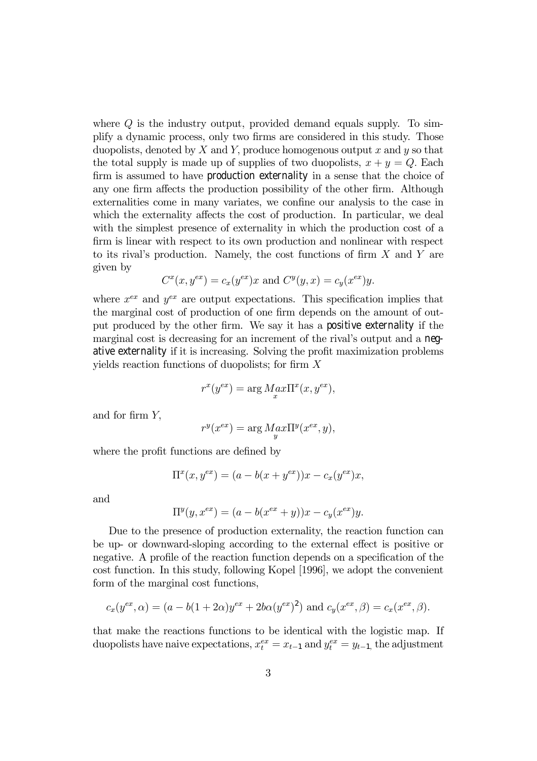where $Q$ is the industry output, provided demand equals supply. To simplify a dynamic process, only two firms are considered in this study. Those duopolists, denoted by $X$ and $Y$, produce homogenous output $x$ and $y$ so that the total supply is made up of supplies of two duopolists, $x + y = Q$. Each firm is assumed to have **production externality** in a sense that the choice of any one firm affects the production possibility of the other firm. Although externalities come in many variates, we confine our analysis to the case in which the externality affects the cost of production. In particular, we deal with the simplest presence of externality in which the production cost of a firm is linear with respect to its own production and nonlinear with respect to its rival's production. Namely, the cost functions of firm $X$ and $Y$ are given by

$$C^x(x, y^{ex}) = c_x(y^{ex})x \text{ and } C^y(y, x) = c_y(x^{ex})y.$$

where $x^{ex}$ and $y^{ex}$ are output expectations. This specification implies that the marginal cost of production of one firm depends on the amount of output produced by the other firm. We say it has a **positive externality** if the marginal cost is decreasing for an increment of the rival's output and a **negative externality** if it is increasing. Solving the profit maximization problems yields reaction functions of duopolists; for firm $X$

$$r^x(y^{ex}) = \arg \underset{x}{Max} \Pi^x(x, y^{ex}),$$

and for firm $Y$,

$$r^y(x^{ex}) = \arg \underset{y}{Max} \Pi^y(x^{ex}, y),$$

where the profit functions are defined by

$$\Pi^x(x, y^{ex}) = (a - b(x + y^{ex}))x - c_x(y^{ex})x,$$

and

$$\Pi^y(y, x^{ex}) = (a - b(x^{ex} + y))x - c_y(x^{ex})y.$$

Due to the presence of production externality, the reaction function can be up- or downward-sloping according to the external effect is positive or negative. A profile of the reaction function depends on a specification of the cost function. In this study, following Kopel [1996], we adopt the convenient form of the marginal cost functions,

$$c_x(y^{ex}, \alpha) = (a - b(1 + 2\alpha)y^{ex} + 2b\alpha(y^{ex})^2) \text{ and } c_y(x^{ex}, \beta) = c_x(x^{ex}, \beta).$$

that make the reactions functions to be identical with the logistic map. If duopolists have naive expectations, $x_t^{ex} = x_{t-1}$ and $y_t^{ex} = y_{t-1}$, the adjustment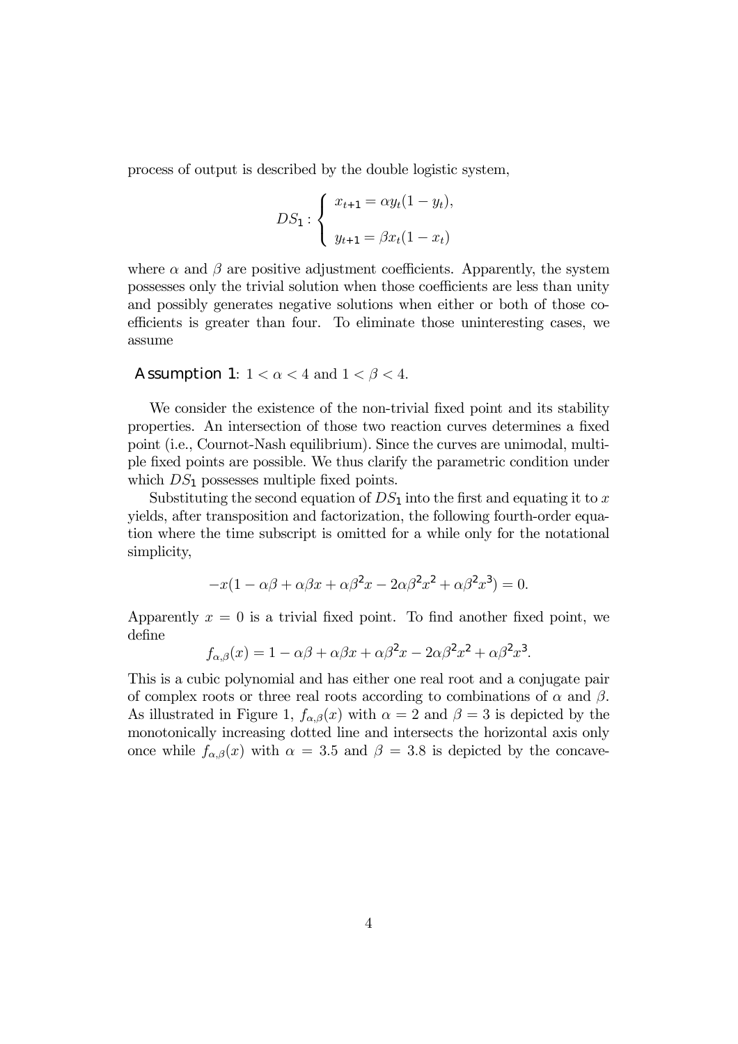process of output is described by the double logistic system,

$$DS_1 : \begin{cases} x_{t+1} = \alpha y_t(1 - y_t), \\ \\ y_{t+1} = \beta x_t(1 - x_t) \end{cases}$$

where $\alpha$ and $\beta$ are positive adjustment coefficients. Apparently, the system possesses only the trivial solution when those coefficients are less than unity and possibly generates negative solutions when either or both of those coefficients is greater than four. To eliminate those uninteresting cases, we assume

**Assumption 1**: $1 < \alpha < 4$ and $1 < \beta < 4$.

We consider the existence of the non-trivial fixed point and its stability properties. An intersection of those two reaction curves determines a fixed point (i.e., Cournot-Nash equilibrium). Since the curves are unimodal, multiple fixed points are possible. We thus clarify the parametric condition under which $DS_1$ possesses multiple fixed points.

Substituting the second equation of $DS_1$ into the first and equating it to $x$ yields, after transposition and factorization, the following fourth-order equation where the time subscript is omitted for a while only for the notational simplicity,

$$-x(1 - \alpha\beta + \alpha\beta x + \alpha\beta^2 x - 2\alpha\beta^2 x^2 + \alpha\beta^2 x^3) = 0.$$

Apparently $x = 0$ is a trivial fixed point. To find another fixed point, we define

$$f_{\alpha,\beta}(x) = 1 - \alpha\beta + \alpha\beta x + \alpha\beta^2 x - 2\alpha\beta^2 x^2 + \alpha\beta^2 x^3.$$

This is a cubic polynomial and has either one real root and a conjugate pair of complex roots or three real roots according to combinations of $\alpha$ and $\beta$. As illustrated in Figure 1, $f_{\alpha,\beta}(x)$ with $\alpha = 2$ and $\beta = 3$ is depicted by the monotonically increasing dotted line and intersects the horizontal axis only once while $f_{\alpha,\beta}(x)$ with $\alpha = 3.5$ and $\beta = 3.8$ is depicted by the concave-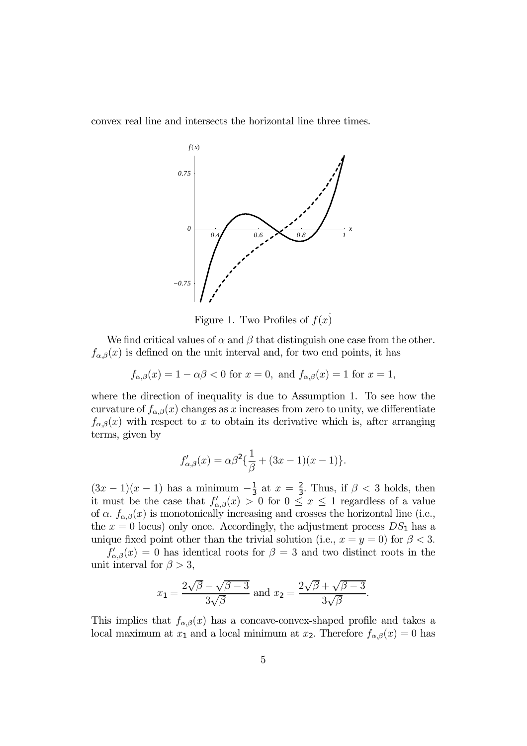convex real line and intersects the horizontal line three times.

Figure 1. Two Profiles of $f(\dot{x})$

We find critical values of $\alpha$ and $\beta$ that distinguish one case from the other. $f_{\alpha,\beta}(x)$ is defined on the unit interval and, for two end points, it has

$$f_{\alpha,\beta}(x) = 1 - \alpha\beta < 0 \text{ for } x = 0, \text{ and } f_{\alpha,\beta}(x) = 1 \text{ for } x = 1,$$

where the direction of inequality is due to Assumption 1. To see how the curvature of $f_{\alpha,\beta}(x)$ changes as $x$ increases from zero to unity, we differentiate $f_{\alpha,\beta}(x)$ with respect to $x$ to obtain its derivative which is, after arranging terms, given by

$$f'_{\alpha,\beta}(x) = \alpha\beta^2\{\frac{1}{\beta} + (3x-1)(x-1)\}.$$

$(3x-1)(x-1)$ has a minimum $-\frac{1}{3}$ at $x = \frac{2}{3}$. Thus, if $\beta < 3$ holds, then it must be the case that $f'_{\alpha,\beta}(x) > 0$ for $0 \leq x \leq 1$ regardless of a value of $\alpha$. $f_{\alpha,\beta}(x)$ is monotonically increasing and crosses the horizontal line (i.e., the $\dot{x} = 0$ locus) only once. Accordingly, the adjustment process $DS_1$ has a unique fixed point other than the trivial solution (i.e., $x = y = 0$) for $\beta < 3$.

$f'_{\alpha,\beta}(x) = 0$ has identical roots for $\beta = 3$ and two distinct roots in the unit interval for $\beta > 3$,

$$x_1 = \frac{2\sqrt{\beta} - \sqrt{\beta - 3}}{3\sqrt{\beta}} \text{ and } x_2 = \frac{2\sqrt{\beta} + \sqrt{\beta - 3}}{3\sqrt{\beta}}.$$

This implies that $f_{\alpha,\beta}(x)$ has a concave-convex-shaped profile and takes a local maximum at $x_1$ and a local minimum at $x_2$. Therefore $f_{\alpha,\beta}(x) = 0$ has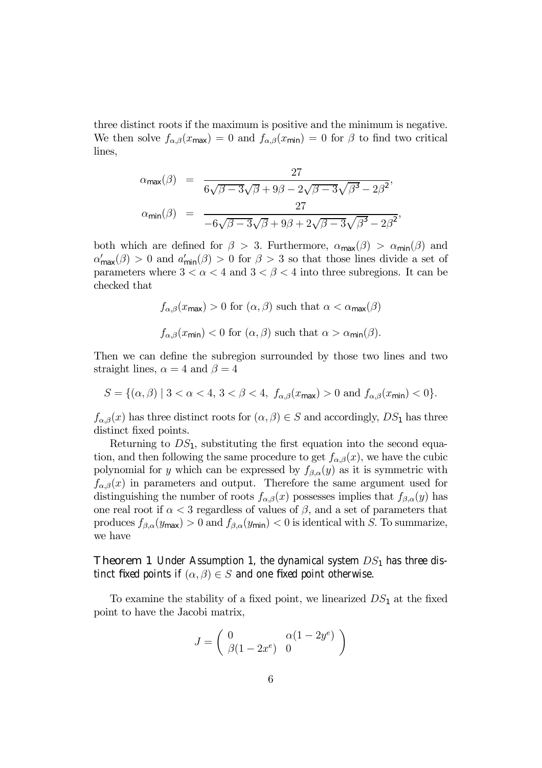three distinct roots if the maximum is positive and the minimum is negative. We then solve $f_{\alpha,\beta}(x_{\max}) = 0$ and $f_{\alpha,\beta}(x_{\min}) = 0$ for $\beta$ to find two critical lines,

$$
\begin{aligned}
\alpha_{\max}(\beta) &= \frac{27}{6\sqrt{\beta-3}\sqrt{\beta}+9\beta-2\sqrt{\beta-3}\sqrt{\beta^3}-2\beta^2}, \\
\alpha_{\min}(\beta) &= \frac{27}{-6\sqrt{\beta-3}\sqrt{\beta}+9\beta+2\sqrt{\beta-3}\sqrt{\beta^3}-2\beta^2},
\end{aligned}
$$

both which are defined for $\beta > 3$. Furthermore, $\alpha_{\max}(\beta) > \alpha_{\min}(\beta)$ and $\alpha'_{\max}(\beta) > 0$ and $a'_{\min}(\beta) > 0$ for $\beta > 3$ so that those lines divide a set of parameters where $3 < \alpha < 4$ and $3 < \beta < 4$ into three subregions. It can be checked that

$$f_{\alpha,\beta}(x_{\max}) > 0 \text{ for } (\alpha,\beta) \text{ such that } \alpha < \alpha_{\max}(\beta)$$

$$f_{\alpha,\beta}(x_{\min}) < 0 \text{ for } (\alpha,\beta) \text{ such that } \alpha > \alpha_{\min}(\beta).$$

Then we can define the subregion surrounded by those two lines and two straight lines, $\alpha = 4$ and $\beta = 4$

$$S = \{(\alpha,\beta) \mid 3 < \alpha < 4,\ 3 < \beta < 4,\ f_{\alpha,\beta}(x_{\max}) > 0 \text{ and } f_{\alpha,\beta}(x_{\min}) < 0\}.$$

$f_{\alpha,\beta}(x)$ has three distinct roots for $(\alpha,\beta) \in S$ and accordingly, $DS_1$ has three distinct fixed points.

Returning to $DS_1$, substituting the first equation into the second equation, and then following the same procedure to get $f_{\alpha,\beta}(x)$, we have the cubic polynomial for $y$ which can be expressed by $f_{\beta,\alpha}(y)$ as it is symmetric with $f_{\alpha,\beta}(x)$ in parameters and output. Therefore the same argument used for distinguishing the number of roots $f_{\alpha,\beta}(x)$ possesses implies that $f_{\beta,\alpha}(y)$ has one real root if $\alpha < 3$ regardless of values of $\beta$, and a set of parameters that produces $f_{\beta,\alpha}(y_{\max}) > 0$ and $f_{\beta,\alpha}(y_{\min}) < 0$ is identical with $S$. To summarize, we have

**Theorem 1** *Under Assumption 1, the dynamical system $DS_1$ has three distinct fixed points if $(\alpha,\beta) \in S$ and one fixed point otherwise.*

To examine the stability of a fixed point, we linearized $DS_1$ at the fixed point to have the Jacobi matrix,

$$J = \begin{pmatrix} 0 & \alpha(1-2y^e) \\ \beta(1-2x^e) & 0 \end{pmatrix}$$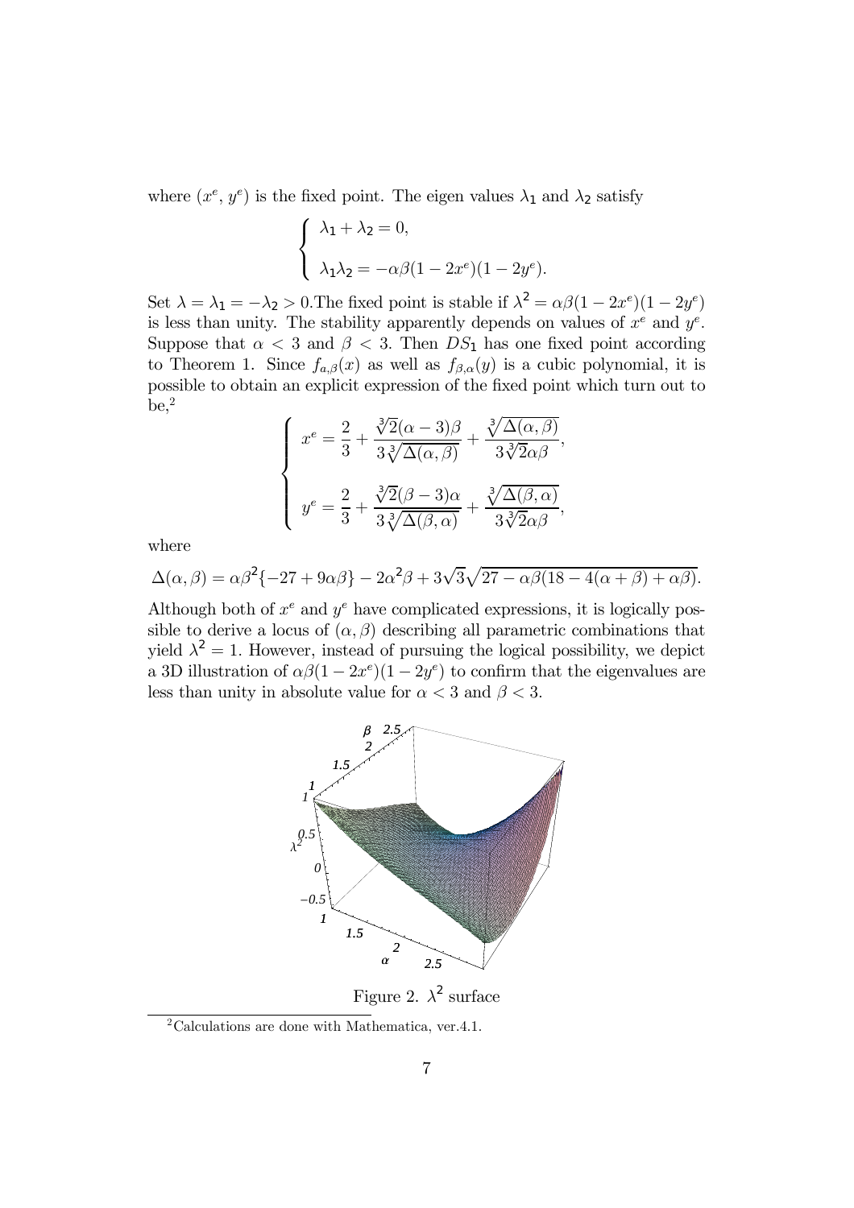where $(x^e, y^e)$ is the fixed point. The eigen values $\lambda_1$ and $\lambda_2$ satisfy

$$
\begin{cases}
\lambda_1 + \lambda_2 = 0, \\
\\
\lambda_1 \lambda_2 = -\alpha\beta(1 - 2x^e)(1 - 2y^e).
\end{cases}
$$

Set $\lambda = \lambda_1 = -\lambda_2 > 0$. The fixed point is stable if $\lambda^2 = \alpha\beta(1 - 2x^e)(1 - 2y^e)$ is less than unity. The stability apparently depends on values of $x^e$ and $y^e$. Suppose that $\alpha < 3$ and $\beta < 3$. Then $DS_1$ has one fixed point according to Theorem 1. Since $f_{a,\beta}(x)$ as well as $f_{\beta,\alpha}(y)$ is a cubic polynomial, it is possible to obtain an explicit expression of the fixed point which turn out to be,[2]

$$
\begin{cases}
x^e = \dfrac{2}{3} + \dfrac{\sqrt[3]{2}(\alpha - 3)\beta}{3\sqrt[3]{\Delta(\alpha, \beta)}} + \dfrac{\sqrt[3]{\Delta(\alpha, \beta)}}{3\sqrt[3]{2}\alpha\beta}, \\
\\
y^e = \dfrac{2}{3} + \dfrac{\sqrt[3]{2}(\beta - 3)\alpha}{3\sqrt[3]{\Delta(\beta, \alpha)}} + \dfrac{\sqrt[3]{\Delta(\beta, \alpha)}}{3\sqrt[3]{2}\alpha\beta},
\end{cases}
$$

where

$$
\Delta(\alpha, \beta) = \alpha\beta^2\{-27 + 9\alpha\beta\} - 2\alpha^2\beta + 3\sqrt{3}\sqrt{27 - \alpha\beta(18 - 4(\alpha + \beta) + \alpha\beta)}.
$$

Although both of $x^e$ and $y^e$ have complicated expressions, it is logically possible to derive a locus of $(\alpha, \beta)$ describing all parametric combinations that yield $\lambda^2 = 1$. However, instead of pursuing the logical possibility, we depict a 3D illustration of $\alpha\beta(1 - 2x^e)(1 - 2y^e)$ to confirm that the eigenvalues are less than unity in absolute value for $\alpha < 3$ and $\beta < 3$.

Figure 2. $\lambda^2$ surface

[2] Calculations are done with Mathematica, ver.4.1.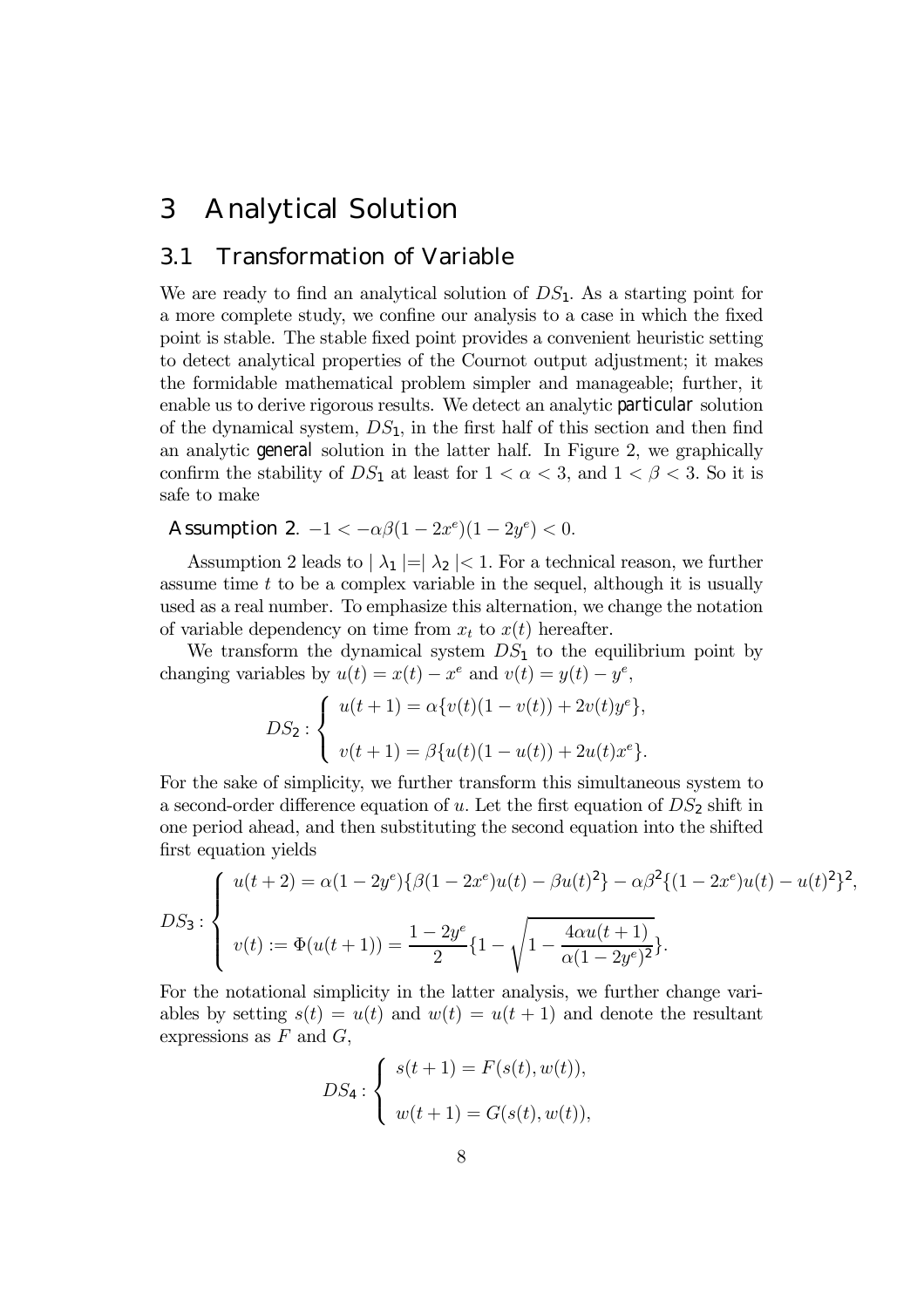# 3 Analytical Solution

## 3.1 Transformation of Variable

We are ready to find an analytical solution of $DS_1$. As a starting point for a more complete study, we confine our analysis to a case in which the fixed point is stable. The stable fixed point provides a convenient heuristic setting to detect analytical properties of the Cournot output adjustment; it makes the formidable mathematical problem simpler and manageable; further, it enable us to derive rigorous results. We detect an analytic **particular** solution of the dynamical system, $DS_1$, in the first half of this section and then find an analytic **general** solution in the latter half. In Figure 2, we graphically confirm the stability of $DS_1$ at least for $1 < \alpha < 3$, and $1 < \beta < 3$. So it is safe to make

**Assumption 2.** $-1 < -\alpha\beta(1-2x^e)(1-2y^e) < 0.$

Assumption 2 leads to $|\lambda_1| = |\lambda_2| < 1$. For a technical reason, we further assume time $t$ to be a complex variable in the sequel, although it is usually used as a real number. To emphasize this alternation, we change the notation of variable dependency on time from $x_t$ to $x(t)$ hereafter.

We transform the dynamical system $DS_1$ to the equilibrium point by changing variables by $u(t) = x(t) - x^e$ and $v(t) = y(t) - y^e$,

$$DS_2 : \begin{cases} u(t+1) = \alpha\{v(t)(1-v(t)) + 2v(t)y^e\}, \\ v(t+1) = \beta\{u(t)(1-u(t)) + 2u(t)x^e\}. \end{cases}$$

For the sake of simplicity, we further transform this simultaneous system to a second-order difference equation of $u$. Let the first equation of $DS_2$ shift in one period ahead, and then substituting the second equation into the shifted first equation yields

$$DS_3 : \begin{cases} u(t+2) = \alpha(1-2y^e)\{\beta(1-2x^e)u(t) - \beta u(t)^2\} - \alpha\beta^2\{(1-2x^e)u(t) - u(t)^2\}^2, \\ v(t) := \Phi(u(t+1)) = \dfrac{1-2y^e}{2}\{1 - \sqrt{1 - \dfrac{4\alpha u(t+1)}{\alpha(1-2y^e)^2}}\}. \end{cases}$$

For the notational simplicity in the latter analysis, we further change variables by setting $s(t) = u(t)$ and $w(t) = u(t+1)$ and denote the resultant expressions as $F$ and $G$,

$$DS_4 : \begin{cases} s(t+1) = F(s(t), w(t)), \\ w(t+1) = G(s(t), w(t)), \end{cases}$$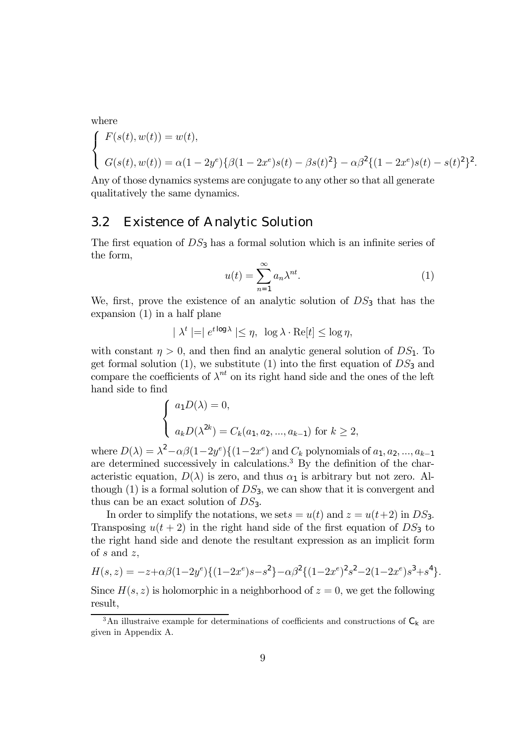where

$$
\begin{cases}
F(s(t), w(t)) = w(t), \\
G(s(t), w(t)) = \alpha(1 - 2y^e)\{\beta(1 - 2x^e)s(t) - \beta s(t)^2\} - \alpha\beta^2\{(1 - 2x^e)s(t) - s(t)^2\}^2.
\end{cases}
$$

Any of those dynamics systems are conjugate to any other so that all generate qualitatively the same dynamics.

## 3.2 Existence of Analytic Solution

The first equation of $DS_3$ has a formal solution which is an infinite series of the form,

$$
u(t) = \sum_{n=1}^{\infty} a_n \lambda^{nt}. \tag{1}
$$

We, first, prove the existence of an analytic solution of $DS_3$ that has the expansion (1) in a half plane

$$
|\lambda^t| = |e^{t \log \lambda}| \leq \eta, \ \ \log \lambda \cdot \mathrm{Re}[t] \leq \log \eta,
$$

with constant $\eta > 0$, and then find an analytic general solution of $DS_1$. To get formal solution (1), we substitute (1) into the first equation of $DS_3$ and compare the coefficients of $\lambda^{nt}$ on its right hand side and the ones of the left hand side to find

$$
\begin{cases}
a_1 D(\lambda) = 0, \\
a_k D(\lambda^{2k}) = C_k(a_1, a_2, ..., a_{k-1}) \text{ for } k \geq 2,
\end{cases}
$$

where $D(\lambda) = \lambda^2 - \alpha\beta(1-2y^e)\{(1-2x^e)$ and $C_k$ polynomials of $a_1, a_2, ..., a_{k-1}$ are determined successively in calculations.[3] By the definition of the characteristic equation, $D(\lambda)$ is zero, and thus $\alpha_1$ is arbitrary but not zero. Although (1) is a formal solution of $DS_3$, we can show that it is convergent and thus can be an exact solution of $DS_3$.

In order to simplify the notations, we set$s = u(t)$ and $z = u(t+2)$ in $DS_3$. Transposing $u(t + 2)$ in the right hand side of the first equation of $DS_3$ to the right hand side and denote the resultant expression as an implicit form of $s$ and $z$,

$$
H(s, z) = -z + \alpha\beta(1-2y^e)\{(1-2x^e)s - s^2\} - \alpha\beta^2\{(1-2x^e)^2 s^2 - 2(1-2x^e)s^3 + s^4\}.
$$

Since $H(s, z)$ is holomorphic in a neighborhood of $z = 0$, we get the following result,

[3] An illustraive example for determinations of coefficients and constructions of $C_k$ are given in Appendix A.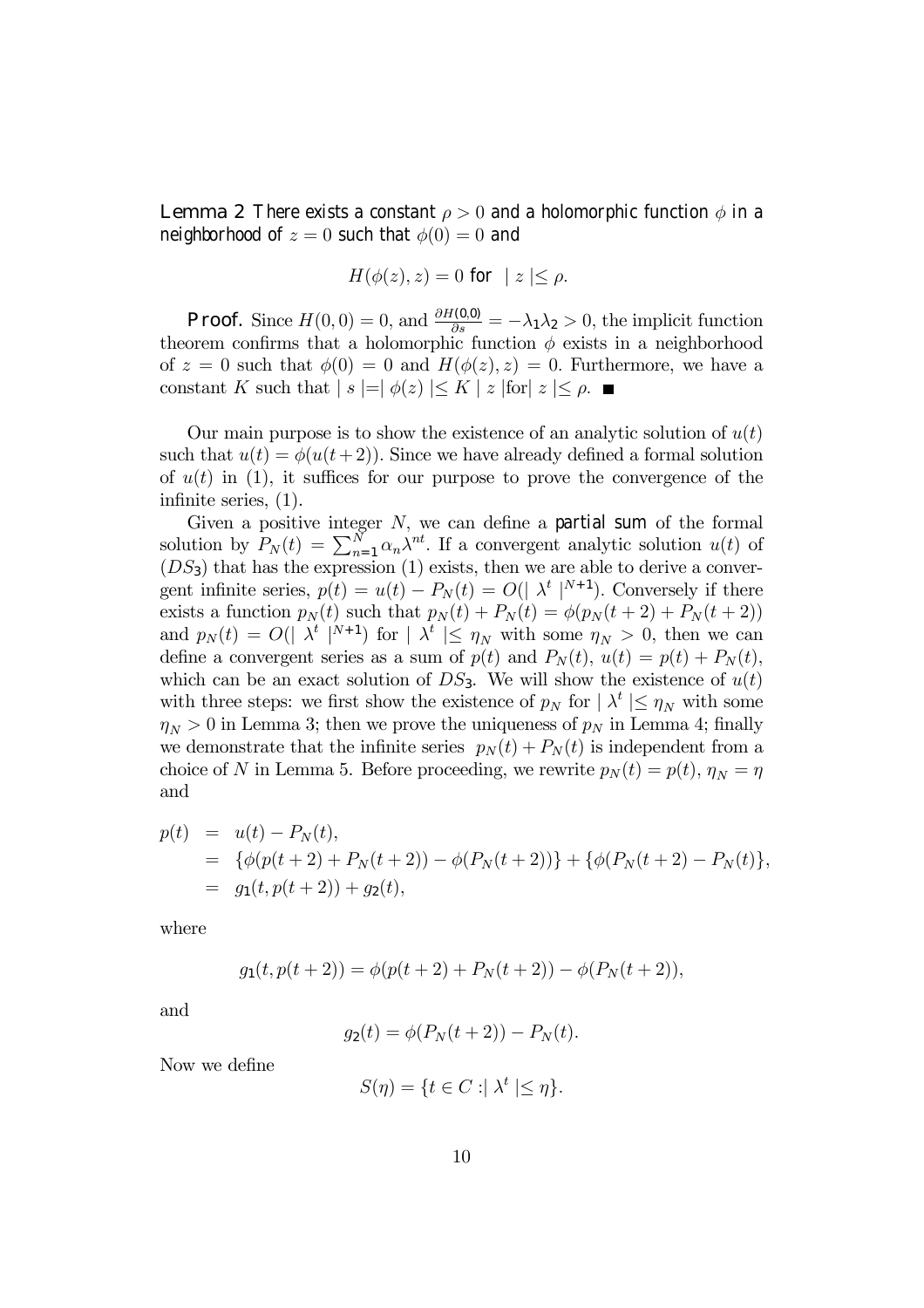**Lemma 2** *There exists a constant $\rho > 0$ and a holomorphic function $\phi$ in a neighborhood of $z = 0$ such that $\phi(0) = 0$ and*

$$H(\phi(z), z) = 0 \text{ for } \mid z \mid \leq \rho.$$

**Proof.** Since $H(0, 0) = 0$, and $\frac{\partial H(0,0)}{\partial s} = -\lambda_1\lambda_2 > 0$, the implicit function theorem confirms that a holomorphic function $\phi$ exists in a neighborhood of $z = 0$ such that $\phi(0) = 0$ and $H(\phi(z), z) = 0$. Furthermore, we have a constant $K$ such that $\mid s \mid = \mid \phi(z) \mid \leq K \mid z \mid$for$\mid z \mid \leq \rho$. ■

Our main purpose is to show the existence of an analytic solution of $u(t)$ such that $u(t) = \phi(u(t+2))$. Since we have already defined a formal solution of $u(t)$ in (1), it suffices for our purpose to prove the convergence of the infinite series, (1).

Given a positive integer $N$, we can define a **partial sum** of the formal solution by $P_N(t) = \sum_{n=1}^{N} \alpha_n \lambda^{nt}$. If a convergent analytic solution $u(t)$ of $(DS_3)$ that has the expression (1) exists, then we are able to derive a convergent infinite series, $p(t) = u(t) - P_N(t) = O(\mid \lambda^t \mid^{N+1})$. Conversely if there exists a function $p_N(t)$ such that $p_N(t) + P_N(t) = \phi(p_N(t+2) + P_N(t+2))$ and $p_N(t) = O(\mid \lambda^t \mid^{N+1})$ for $\mid \lambda^t \mid \leq \eta_N$ with some $\eta_N > 0$, then we can define a convergent series as a sum of $p(t)$ and $P_N(t)$, $u(t) = p(t) + P_N(t)$, which can be an exact solution of $DS_3$. We will show the existence of $u(t)$ with three steps: we first show the existence of $p_N$ for $\mid \lambda^t \mid \leq \eta_N$ with some $\eta_N > 0$ in Lemma 3; then we prove the uniqueness of $p_N$ in Lemma 4; finally we demonstrate that the infinite series $p_N(t) + P_N(t)$ is independent from a choice of $N$ in Lemma 5. Before proceeding, we rewrite $p_N(t) = p(t)$, $\eta_N = \eta$ and

$$\begin{aligned}
p(t) &= u(t) - P_N(t), \\
&= \{\phi(p(t+2) + P_N(t+2)) - \phi(P_N(t+2))\} + \{\phi(P_N(t+2) - P_N(t)\}, \\
&= g_1(t, p(t+2)) + g_2(t),
\end{aligned}$$

where

$$g_1(t, p(t+2)) = \phi(p(t+2) + P_N(t+2)) - \phi(P_N(t+2)),$$

and

$$g_2(t) = \phi(P_N(t+2)) - P_N(t).$$

Now we define

$$S(\eta) = \{t \in C : \mid \lambda^t \mid \leq \eta\}.$$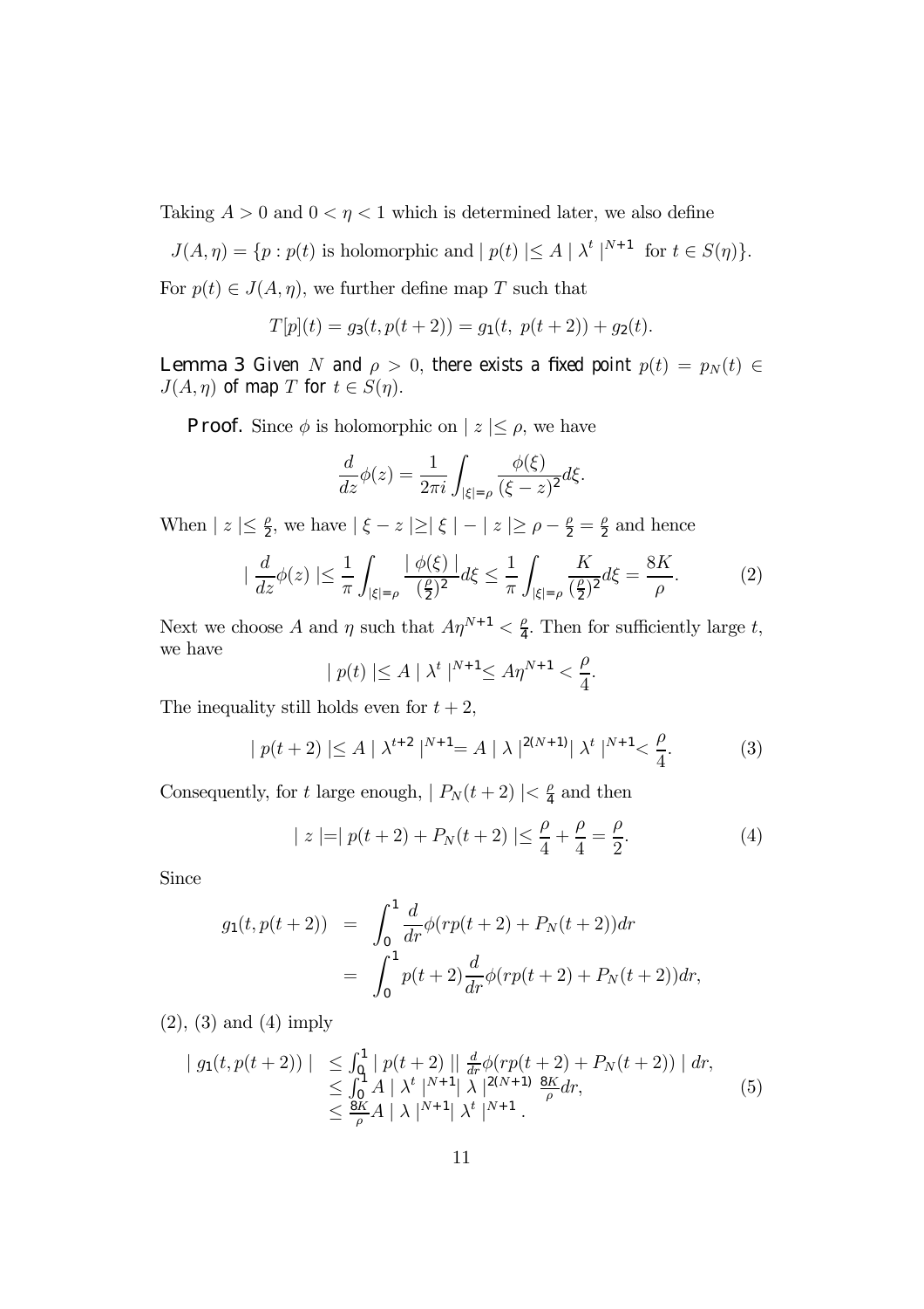Taking $A > 0$ and $0 < \eta < 1$ which is determined later, we also define

$$J(A, \eta) = \{p : p(t) \text{ is holomorphic and } | p(t) | \leq A | \lambda^t |^{N+1} \text{ for } t \in S(\eta)\}.$$

For $p(t) \in J(A, \eta)$, we further define map $T$ such that

$$T[p](t) = g_3(t, p(t+2)) = g_1(t,\ p(t+2)) + g_2(t).$$

**Lemma 3** *Given $N$ and $\rho > 0$, there exists a fixed point $p(t) = p_N(t) \in J(A, \eta)$ of map $T$ for $t \in S(\eta)$.*

**Proof.** Since $\phi$ is holomorphic on $| z | \leq \rho$, we have

$$\frac{d}{dz}\phi(z) = \frac{1}{2\pi i}\int_{|\xi|=\rho} \frac{\phi(\xi)}{(\xi - z)^2} d\xi.$$

When $| z | \leq \frac{\rho}{2}$, we have $| \xi - z | \geq | \xi | - | z | \geq \rho - \frac{\rho}{2} = \frac{\rho}{2}$ and hence

$$| \frac{d}{dz}\phi(z) | \leq \frac{1}{\pi}\int_{|\xi|=\rho} \frac{| \phi(\xi) |}{(\frac{\rho}{2})^2} d\xi \leq \frac{1}{\pi}\int_{|\xi|=\rho} \frac{K}{(\frac{\rho}{2})^2} d\xi = \frac{8K}{\rho}. \tag{2}$$

Next we choose $A$ and $\eta$ such that $A\eta^{N+1} < \frac{\rho}{4}$. Then for sufficiently large $t$, we have

$$| p(t) | \leq A | \lambda^t |^{N+1} \leq A\eta^{N+1} < \frac{\rho}{4}.$$

The inequality still holds even for $t + 2$,

$$| p(t+2) | \leq A | \lambda^{t+2} |^{N+1} = A | \lambda |^{2(N+1)} | \lambda^t |^{N+1} < \frac{\rho}{4}. \tag{3}$$

Consequently, for $t$ large enough, $| P_N(t+2) | < \frac{\rho}{4}$ and then

$$| z | = | p(t+2) + P_N(t+2) | \leq \frac{\rho}{4} + \frac{\rho}{4} = \frac{\rho}{2}. \tag{4}$$

Since

$$\begin{aligned} g_1(t, p(t+2)) &= \int_0^1 \frac{d}{dr}\phi(rp(t+2) + P_N(t+2))dr \\ &= \int_0^1 p(t+2)\frac{d}{dr}\phi(rp(t+2) + P_N(t+2))dr, \end{aligned}$$

(2), (3) and (4) imply

$$\begin{aligned} | g_1(t, p(t+2)) | &\leq \int_0^1 | p(t+2) || \tfrac{d}{dr}\phi(rp(t+2) + P_N(t+2)) | dr, \\ &\leq \int_0^1 A | \lambda^t |^{N+1} | \lambda |^{2(N+1)} \tfrac{8K}{\rho} dr, \\ &\leq \tfrac{8K}{\rho} A | \lambda |^{N+1} | \lambda^t |^{N+1}. \end{aligned} \tag{5}$$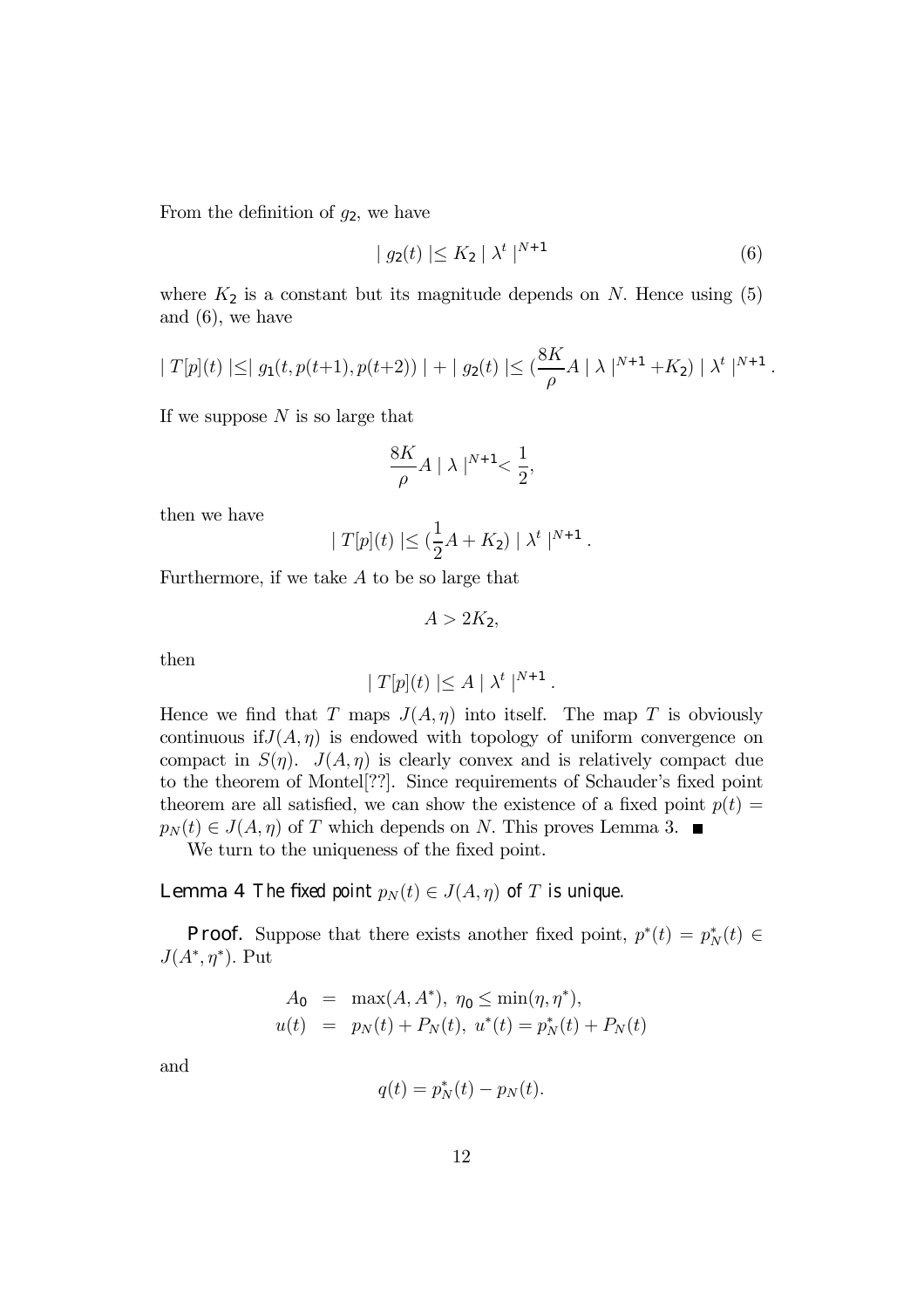From the definition of $g_2$, we have

$$| g_2(t) | \leq K_2 | \lambda^t |^{N+1} \tag{6}$$

where $K_2$ is a constant but its magnitude depends on $N$. Hence using (5) and (6), we have

$$| T[p](t) | \leq | g_1(t, p(t+1), p(t+2)) | + | g_2(t) | \leq (\frac{8K}{\rho} A | \lambda |^{N+1} + K_2) | \lambda^t |^{N+1} .$$

If we suppose $N$ is so large that

$$\frac{8K}{\rho} A | \lambda |^{N+1} < \frac{1}{2},$$

then we have

$$| T[p](t) | \leq (\frac{1}{2} A + K_2) | \lambda^t |^{N+1} .$$

Furthermore, if we take $A$ to be so large that

$$A > 2K_2,$$

then

$$| T[p](t) | \leq A | \lambda^t |^{N+1} .$$

Hence we find that $T$ maps $J(A, \eta)$ into itself. The map $T$ is obviously continuous if $J(A, \eta)$ is endowed with topology of uniform convergence on compact in $S(\eta)$. $J(A, \eta)$ is clearly convex and is relatively compact due to the theorem of Montel[??]. Since requirements of Schauder's fixed point theorem are all satisfied, we can show the existence of a fixed point $p(t) = p_N(t) \in J(A, \eta)$ of $T$ which depends on $N$. This proves Lemma 3. ■

We turn to the uniqueness of the fixed point.

**Lemma 4** *The fixed point $p_N(t) \in J(A, \eta)$ of $T$ is unique.*

**Proof.** Suppose that there exists another fixed point, $p^*(t) = p_N^*(t) \in J(A^*, \eta^*)$. Put

$$\begin{aligned} A_0 &= \max(A, A^*),\ \eta_0 \leq \min(\eta, \eta^*), \\ u(t) &= p_N(t) + P_N(t),\ u^*(t) = p_N^*(t) + P_N(t) \end{aligned}$$

and

$$q(t) = p_N^*(t) - p_N(t).$$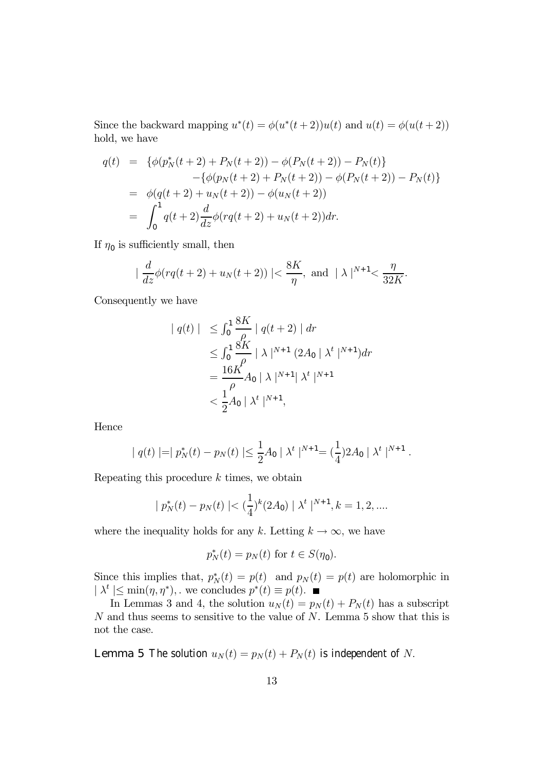Since the backward mapping $u^*(t) = \phi(u^*(t+2))u(t)$ and $u(t) = \phi(u(t+2))$ hold, we have

$$
\begin{aligned}
q(t) &= \{\phi(p_N^*(t+2) + P_N(t+2)) - \phi(P_N(t+2)) - P_N(t)\} \\
&\qquad -\{\phi(p_N(t+2) + P_N(t+2)) - \phi(P_N(t+2)) - P_N(t)\} \\
&= \phi(q(t+2) + u_N(t+2)) - \phi(u_N(t+2)) \\
&= \int_0^1 q(t+2)\frac{d}{dz}\phi(rq(t+2) + u_N(t+2))dr.
\end{aligned}
$$

If $\eta_0$ is sufficiently small, then

$$
\left| \frac{d}{dz}\phi(rq(t+2) + u_N(t+2)) \right| < \frac{8K}{\eta}, \text{ and } |\lambda|^{N+1} < \frac{\eta}{32K}.
$$

Consequently we have

$$
\begin{aligned}
|q(t)| &\leq \int_0^1 \frac{8K}{\rho} |q(t+2)| \, dr \\
&\leq \int_0^1 \frac{8K}{\rho} |\lambda|^{N+1} (2A_0 |\lambda^t|^{N+1}) dr \\
&= \frac{16K}{\rho} A_0 |\lambda|^{N+1} |\lambda^t|^{N+1} \\
&< \frac{1}{2} A_0 |\lambda^t|^{N+1},
\end{aligned}
$$

Hence

$$
|q(t)| = |p_N^*(t) - p_N(t)| \leq \frac{1}{2} A_0 |\lambda^t|^{N+1} = (\frac{1}{4}) 2A_0 |\lambda^t|^{N+1}.
$$

Repeating this procedure $k$ times, we obtain

$$
|p_N^*(t) - p_N(t)| < (\frac{1}{4})^k (2A_0) |\lambda^t|^{N+1}, k = 1, 2, ....
$$

where the inequality holds for any $k$. Letting $k \to \infty$, we have

$$
p_N^*(t) = p_N(t) \text{ for } t \in S(\eta_0).
$$

Since this implies that, $p_N^*(t) = p(t)$ and $p_N(t) = p(t)$ are holomorphic in $|\lambda^t| \leq \min(\eta, \eta^*)$, . we concludes $p^*(t) \equiv p(t)$. ∎

In Lemmas 3 and 4, the solution $u_N(t) = p_N(t) + P_N(t)$ has a subscript $N$ and thus seems to sensitive to the value of $N$. Lemma 5 show that this is not the case.

**Lemma 5** *The solution $u_N(t) = p_N(t) + P_N(t)$ is independent of $N$.*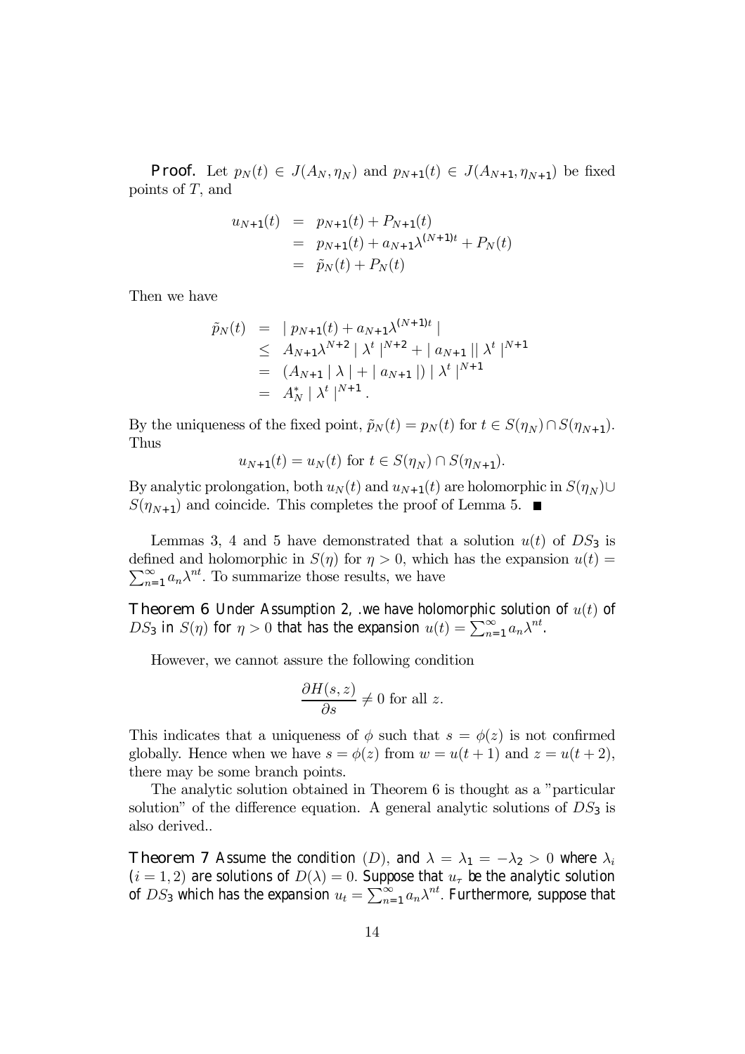**Proof.** Let $p_N(t) \in J(A_N, \eta_N)$ and $p_{N+1}(t) \in J(A_{N+1}, \eta_{N+1})$ be fixed points of $T$, and

$$
\begin{aligned}
u_{N+1}(t) &= p_{N+1}(t) + P_{N+1}(t) \\
&= p_{N+1}(t) + a_{N+1}\lambda^{(N+1)t} + P_N(t) \\
&= \tilde{p}_N(t) + P_N(t)
\end{aligned}
$$

Then we have

$$
\begin{aligned}
\tilde{p}_N(t) &= \mid p_{N+1}(t) + a_{N+1}\lambda^{(N+1)t} \mid \\
&\leq A_{N+1}\lambda^{N+2} \mid \lambda^t \mid^{N+2} + \mid a_{N+1} \mid\mid \lambda^t \mid^{N+1} \\
&= (A_{N+1} \mid \lambda \mid + \mid a_{N+1} \mid) \mid \lambda^t \mid^{N+1} \\
&= A_N^* \mid \lambda^t \mid^{N+1}.
\end{aligned}
$$

By the uniqueness of the fixed point, $\tilde{p}_N(t) = p_N(t)$ for $t \in S(\eta_N) \cap S(\eta_{N+1})$. Thus

$$
u_{N+1}(t) = u_N(t) \text{ for } t \in S(\eta_N) \cap S(\eta_{N+1}).
$$

By analytic prolongation, both $u_N(t)$ and $u_{N+1}(t)$ are holomorphic in $S(\eta_N) \cup S(\eta_{N+1})$ and coincide. This completes the proof of Lemma 5. ■

Lemmas 3, 4 and 5 have demonstrated that a solution $u(t)$ of $DS_3$ is defined and holomorphic in $S(\eta)$ for $\eta > 0$, which has the expansion $u(t) = \sum_{n=1}^{\infty} a_n \lambda^{nt}$. To summarize those results, we have

**Theorem 6** *Under Assumption 2, .we have holomorphic solution of $u(t)$ of $DS_3$ in $S(\eta)$ for $\eta > 0$ that has the expansion $u(t) = \sum_{n=1}^{\infty} a_n \lambda^{nt}$.*

However, we cannot assure the following condition

$$
\frac{\partial H(s,z)}{\partial s} \neq 0 \text{ for all } z.
$$

This indicates that a uniqueness of $\phi$ such that $s = \phi(z)$ is not confirmed globally. Hence when we have $s = \phi(z)$ from $w = u(t+1)$ and $z = u(t+2)$, there may be some branch points.

The analytic solution obtained in Theorem 6 is thought as a "particular solution" of the difference equation. A general analytic solutions of $DS_3$ is also derived..

**Theorem 7** *Assume the condition $(D)$, and $\lambda = \lambda_1 = -\lambda_2 > 0$ where $\lambda_i$ $(i = 1, 2)$ are solutions of $D(\lambda) = 0$. Suppose that $u_\tau$ be the analytic solution of $DS_3$ which has the expansion $u_t = \sum_{n=1}^{\infty} a_n \lambda^{nt}$. Furthermore, suppose that*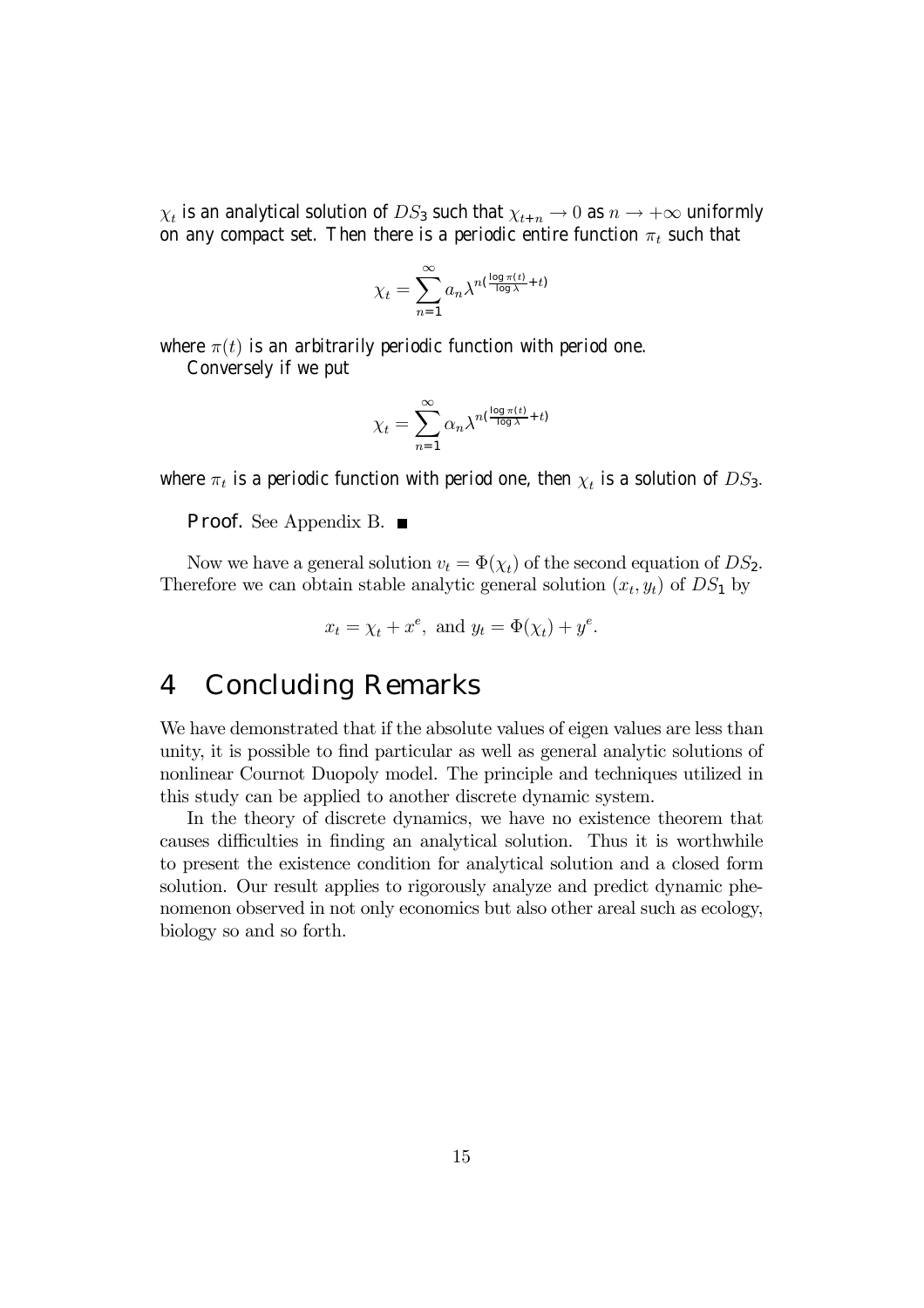$\chi_t$ *is an analytical solution of* $DS_3$ *such that* $\chi_{t+n} \to 0$ *as* $n \to +\infty$ *uniformly on any compact set. Then there is a periodic entire function* $\pi_t$ *such that*

$$\chi_t = \sum_{n=1}^{\infty} a_n \lambda^{n(\frac{\log \pi(t)}{\log \lambda}+t)}$$

*where* $\pi(t)$ *is an arbitrarily periodic function with period one.*

*Conversely if we put*

$$\chi_t = \sum_{n=1}^{\infty} \alpha_n \lambda^{n(\frac{\log \pi(t)}{\log \lambda}+t)}$$

*where* $\pi_t$ *is a periodic function with period one, then* $\chi_t$ *is a solution of* $DS_3$*.*

**Proof.** See Appendix B. ■

Now we have a general solution $v_t = \Phi(\chi_t)$ of the second equation of $DS_2$. Therefore we can obtain stable analytic general solution $(x_t, y_t)$ of $DS_1$ by

$$x_t = \chi_t + x^e, \text{ and } y_t = \Phi(\chi_t) + y^e.$$

# 4 Concluding Remarks

We have demonstrated that if the absolute values of eigen values are less than unity, it is possible to find particular as well as general analytic solutions of nonlinear Cournot Duopoly model. The principle and techniques utilized in this study can be applied to another discrete dynamic system.

In the theory of discrete dynamics, we have no existence theorem that causes difficulties in finding an analytical solution. Thus it is worthwhile to present the existence condition for analytical solution and a closed form solution. Our result applies to rigorously analyze and predict dynamic phenomenon observed in not only economics but also other areal such as ecology, biology so and so forth.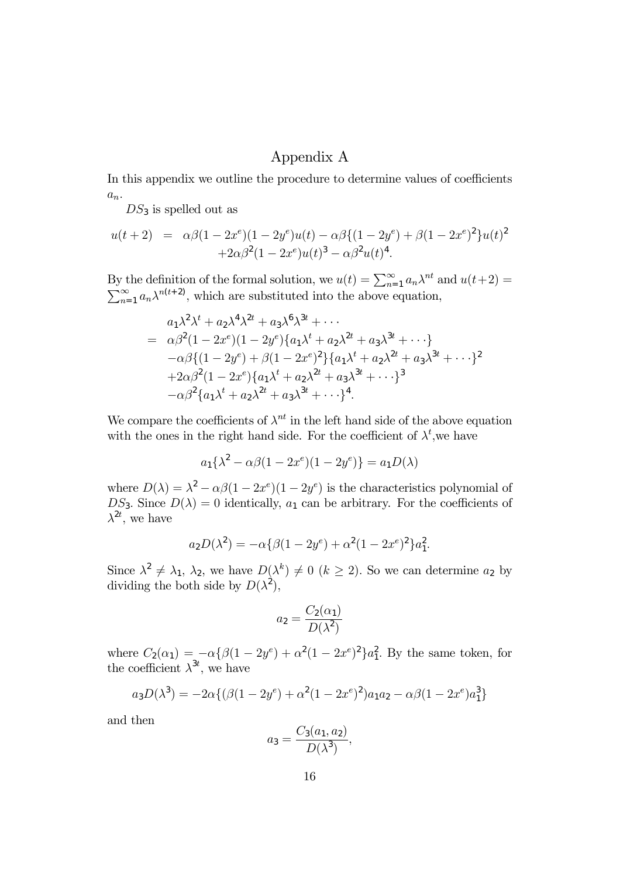# Appendix A

In this appendix we outline the procedure to determine values of coefficients $a_n$.

$DS_3$ is spelled out as

$$
\begin{aligned}
u(t+2) &= \alpha\beta(1-2x^e)(1-2y^e)u(t) - \alpha\beta\{(1-2y^e)+\beta(1-2x^e)^2\}u(t)^2 \\
&\quad +2\alpha\beta^2(1-2x^e)u(t)^3 - \alpha\beta^2 u(t)^4.
\end{aligned}
$$

By the definition of the formal solution, we $u(t) = \sum_{n=1}^{\infty} a_n \lambda^{nt}$ and $u(t+2) = \sum_{n=1}^{\infty} a_n \lambda^{n(t+2)}$, which are substituted into the above equation,

$$
\begin{aligned}
& a_1\lambda^2\lambda^t + a_2\lambda^4\lambda^{2t} + a_3\lambda^6\lambda^{3t} + \cdots \\
=\ & \alpha\beta^2(1-2x^e)(1-2y^e)\{a_1\lambda^t + a_2\lambda^{2t} + a_3\lambda^{3t} + \cdots\} \\
& -\alpha\beta\{(1-2y^e)+\beta(1-2x^e)^2\}\{a_1\lambda^t + a_2\lambda^{2t} + a_3\lambda^{3t} + \cdots\}^2 \\
& +2\alpha\beta^2(1-2x^e)\{a_1\lambda^t + a_2\lambda^{2t} + a_3\lambda^{3t} + \cdots\}^3 \\
& -\alpha\beta^2\{a_1\lambda^t + a_2\lambda^{2t} + a_3\lambda^{3t} + \cdots\}^4.
\end{aligned}
$$

We compare the coefficients of $\lambda^{nt}$ in the left hand side of the above equation with the ones in the right hand side. For the coefficient of $\lambda^t$,we have

$$
a_1\{\lambda^2 - \alpha\beta(1-2x^e)(1-2y^e)\} = a_1 D(\lambda)
$$

where $D(\lambda) = \lambda^2 - \alpha\beta(1-2x^e)(1-2y^e)$ is the characteristics polynomial of $DS_3$. Since $D(\lambda) = 0$ identically, $a_1$ can be arbitrary. For the coefficients of $\lambda^{2t}$, we have

$$
a_2 D(\lambda^2) = -\alpha\{\beta(1-2y^e) + \alpha^2(1-2x^e)^2\}a_1^2.
$$

Since $\lambda^2 \neq \lambda_1,\ \lambda_2$, we have $D(\lambda^k) \neq 0\ (k \geq 2)$. So we can determine $a_2$ by dividing the both side by $D(\lambda^2)$,

$$
a_2 = \frac{C_2(\alpha_1)}{D(\lambda^2)}
$$

where $C_2(\alpha_1) = -\alpha\{\beta(1-2y^e) + \alpha^2(1-2x^e)^2\}a_1^2$. By the same token, for the coefficient $\lambda^{3t}$, we have

$$
a_3 D(\lambda^3) = -2\alpha\{(\beta(1-2y^e) + \alpha^2(1-2x^e)^2)a_1a_2 - \alpha\beta(1-2x^e)a_1^3\}
$$

and then

$$
a_3 = \frac{C_3(a_1, a_2)}{D(\lambda^3)},
$$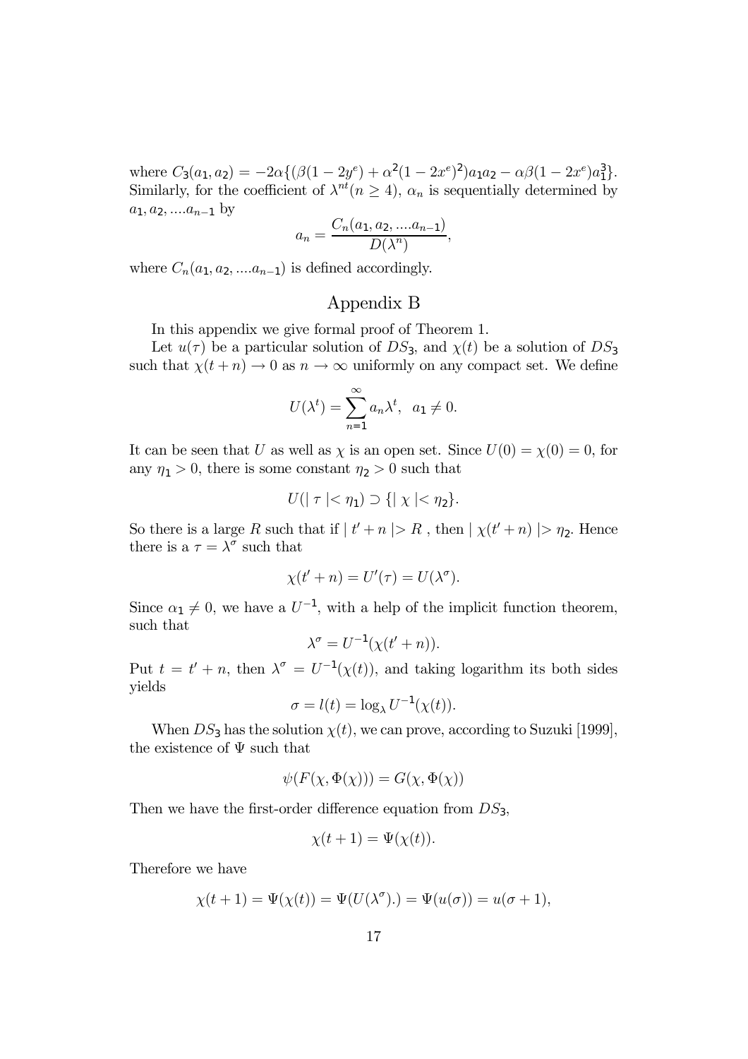where $C_3(a_1, a_2) = -2\alpha\{(\beta(1-2y^e) + \alpha^2(1-2x^e)^2)a_1a_2 - \alpha\beta(1-2x^e)a_1^3\}$. Similarly, for the coefficient of $\lambda^{nt}(n \geq 4)$, $\alpha_n$ is sequentially determined by $a_1, a_2, ....a_{n-1}$ by

$$a_n = \frac{C_n(a_1, a_2, ....a_{n-1})}{D(\lambda^n)},$$

where $C_n(a_1, a_2, ....a_{n-1})$ is defined accordingly.

## Appendix B

In this appendix we give formal proof of Theorem 1.

Let $u(\tau)$ be a particular solution of $DS_3$, and $\chi(t)$ be a solution of $DS_3$ such that $\chi(t+n) \to 0$ as $n \to \infty$ uniformly on any compact set. We define

$$U(\lambda^t) = \sum_{n=1}^{\infty} a_n \lambda^t, \quad a_1 \neq 0.$$

It can be seen that $U$ as well as $\chi$ is an open set. Since $U(0) = \chi(0) = 0$, for any $\eta_1 > 0$, there is some constant $\eta_2 > 0$ such that

$$U(|\ \tau\ |< \eta_1) \supset \{|\ \chi\ |< \eta_2\}.$$

So there is a large $R$ such that if $|\ t' + n\ |> R$ , then $|\ \chi(t'+n)\ |> \eta_2$. Hence there is a $\tau = \lambda^\sigma$ such that

$$\chi(t'+n) = U'(\tau) = U(\lambda^\sigma).$$

Since $\alpha_1 \neq 0$, we have a $U^{-1}$, with a help of the implicit function theorem, such that

$$\lambda^\sigma = U^{-1}(\chi(t'+n)).$$

Put $t = t' + n$, then $\lambda^\sigma = U^{-1}(\chi(t))$, and taking logarithm its both sides yields

$$\sigma = l(t) = \log_\lambda U^{-1}(\chi(t)).$$

When $DS_3$ has the solution $\chi(t)$, we can prove, according to Suzuki [1999], the existence of $\Psi$ such that

$$\psi(F(\chi, \Phi(\chi))) = G(\chi, \Phi(\chi))$$

Then we have the first-order difference equation from $DS_3$,

$$\chi(t+1) = \Psi(\chi(t)).$$

Therefore we have

$$\chi(t+1) = \Psi(\chi(t)) = \Psi(U(\lambda^\sigma).) = \Psi(u(\sigma)) = u(\sigma+1),$$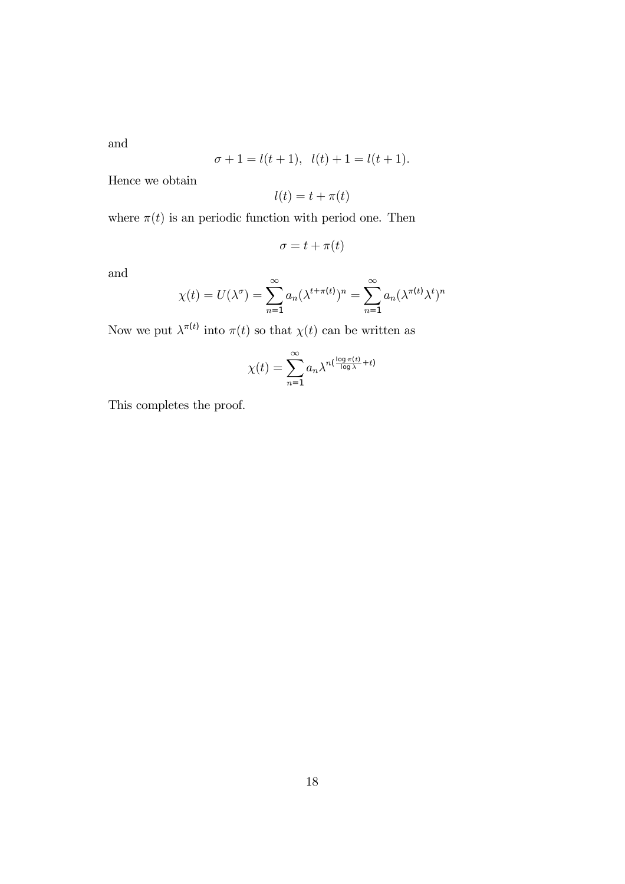and

$$\sigma + 1 = l(t+1), \quad l(t) + 1 = l(t+1).$$

Hence we obtain

$$l(t) = t + \pi(t)$$

where $\pi(t)$ is an periodic function with period one. Then

$$\sigma = t + \pi(t)$$

and

$$\chi(t) = U(\lambda^{\sigma}) = \sum_{n=1}^{\infty} a_n (\lambda^{t+\pi(t)})^n = \sum_{n=1}^{\infty} a_n (\lambda^{\pi(t)} \lambda^t)^n$$

Now we put $\lambda^{\pi(t)}$ into $\pi(t)$ so that $\chi(t)$ can be written as

$$\chi(t) = \sum_{n=1}^{\infty} a_n \lambda^{n(\frac{\log \pi(t)}{\log \lambda} + t)}$$

This completes the proof.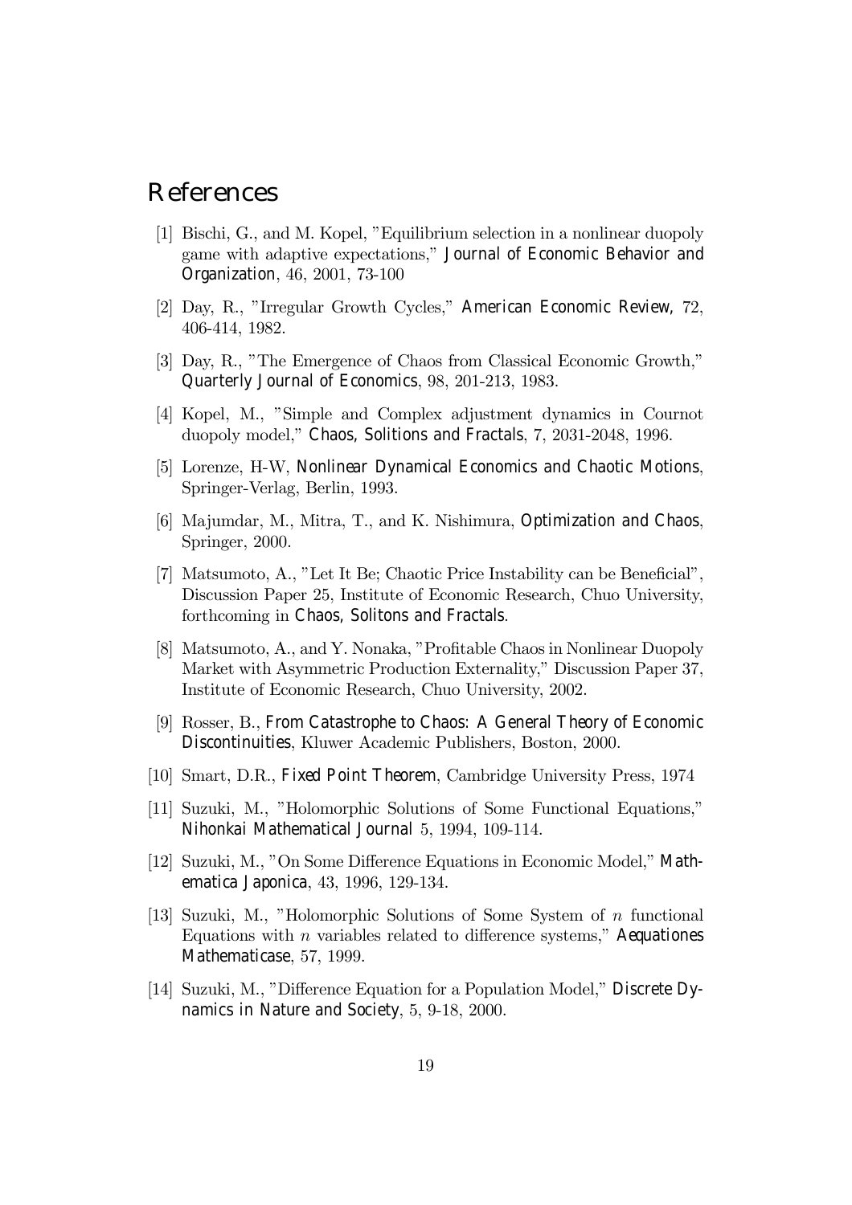# References

[1] Bischi, G., and M. Kopel, "Equilibrium selection in a nonlinear duopoly game with adaptive expectations," *Journal of Economic Behavior and Organization*, 46, 2001, 73-100

[2] Day, R., "Irregular Growth Cycles," *American Economic Review*, 72, 406-414, 1982.

[3] Day, R., "The Emergence of Chaos from Classical Economic Growth," *Quarterly Journal of Economics*, 98, 201-213, 1983.

[4] Kopel, M., "Simple and Complex adjustment dynamics in Cournot duopoly model," *Chaos, Solitions and Fractals*, 7, 2031-2048, 1996.

[5] Lorenze, H-W, *Nonlinear Dynamical Economics and Chaotic Motions*, Springer-Verlag, Berlin, 1993.

[6] Majumdar, M., Mitra, T., and K. Nishimura, *Optimization and Chaos*, Springer, 2000.

[7] Matsumoto, A., "Let It Be; Chaotic Price Instability can be Beneficial", Discussion Paper 25, Institute of Economic Research, Chuo University, forthcoming in *Chaos, Solitons and Fractals*.

[8] Matsumoto, A., and Y. Nonaka, "Profitable Chaos in Nonlinear Duopoly Market with Asymmetric Production Externality," Discussion Paper 37, Institute of Economic Research, Chuo University, 2002.

[9] Rosser, B., *From Catastrophe to Chaos: A General Theory of Economic Discontinuities*, Kluwer Academic Publishers, Boston, 2000.

[10] Smart, D.R., *Fixed Point Theorem*, Cambridge University Press, 1974

[11] Suzuki, M., "Holomorphic Solutions of Some Functional Equations," *Nihonkai Mathematical Journal* 5, 1994, 109-114.

[12] Suzuki, M., "On Some Difference Equations in Economic Model," *Mathematica Japonica*, 43, 1996, 129-134.

[13] Suzuki, M., "Holomorphic Solutions of Some System of $n$ functional Equations with $n$ variables related to difference systems," *Aequationes Mathematicase*, 57, 1999.

[14] Suzuki, M., "Difference Equation for a Population Model," *Discrete Dynamics in Nature and Society*, 5, 9-18, 2000.